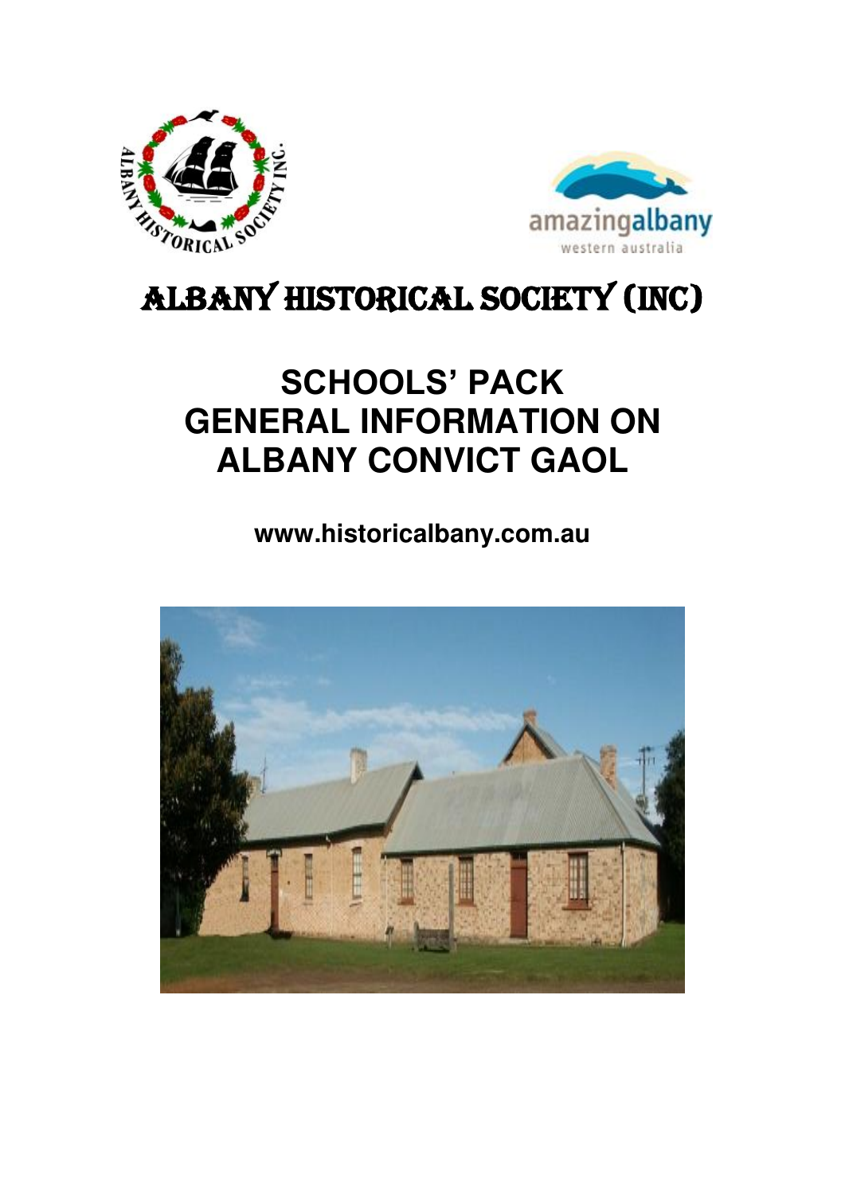# ALBANY HISTORICAL SOCIETY (INC)

# SCHOOLS' PACK
# GENERAL INFORMATION ON
# ALBANY CONVICT GAOL

**www.historicalbany.com.au**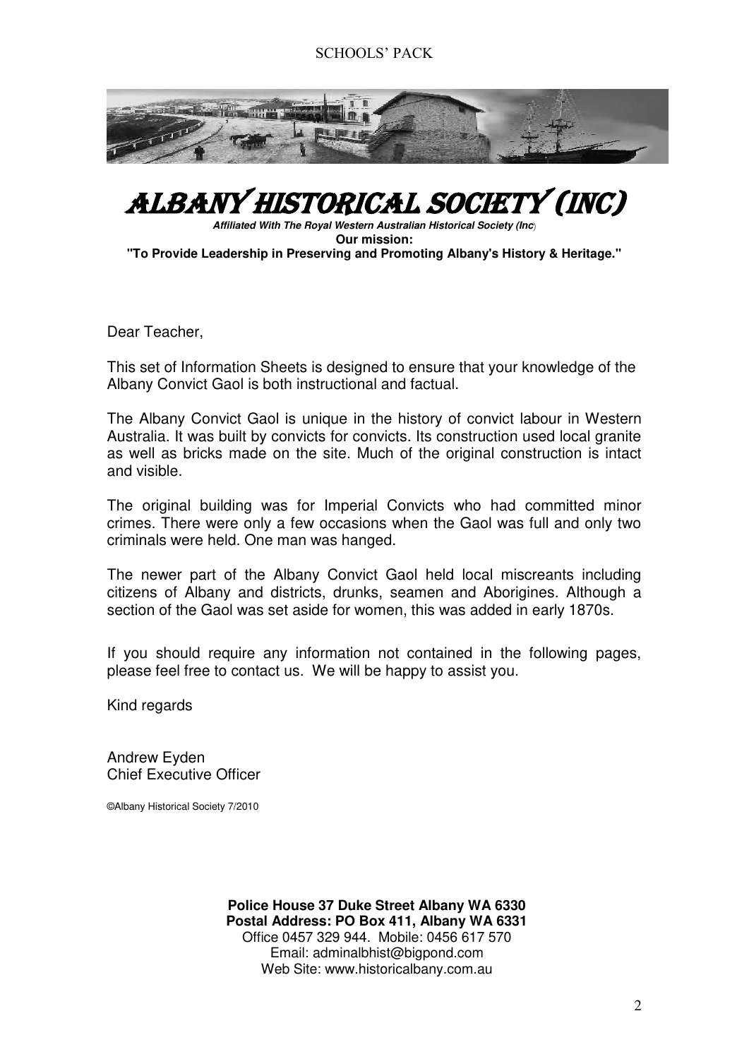# ALBANY HISTORICAL SOCIETY (INC)

***Affiliated With The Royal Western Australian Historical Society (Inc)***

**Our mission:**

**"To Provide Leadership in Preserving and Promoting Albany's History & Heritage."**

Dear Teacher,

This set of Information Sheets is designed to ensure that your knowledge of the Albany Convict Gaol is both instructional and factual.

The Albany Convict Gaol is unique in the history of convict labour in Western Australia. It was built by convicts for convicts. Its construction used local granite as well as bricks made on the site. Much of the original construction is intact and visible.

The original building was for Imperial Convicts who had committed minor crimes. There were only a few occasions when the Gaol was full and only two criminals were held. One man was hanged.

The newer part of the Albany Convict Gaol held local miscreants including citizens of Albany and districts, drunks, seamen and Aborigines. Although a section of the Gaol was set aside for women, this was added in early 1870s.

If you should require any information not contained in the following pages, please feel free to contact us. We will be happy to assist you.

Kind regards

Andrew Eyden
Chief Executive Officer

©Albany Historical Society 7/2010

**Police House 37 Duke Street Albany WA 6330**
**Postal Address: PO Box 411, Albany WA 6331**
Office 0457 329 944. Mobile: 0456 617 570
Email: adminalbhist@bigpond.com
Web Site: www.historicalbany.com.au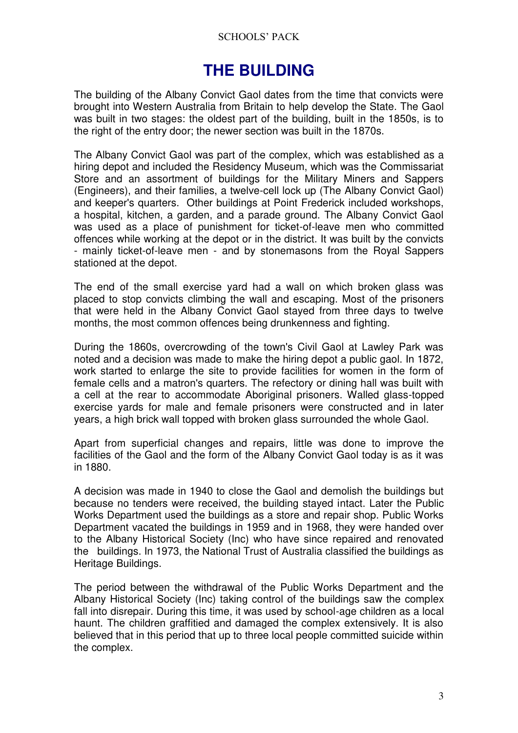# THE BUILDING

The building of the Albany Convict Gaol dates from the time that convicts were brought into Western Australia from Britain to help develop the State. The Gaol was built in two stages: the oldest part of the building, built in the 1850s, is to the right of the entry door; the newer section was built in the 1870s.

The Albany Convict Gaol was part of the complex, which was established as a hiring depot and included the Residency Museum, which was the Commissariat Store and an assortment of buildings for the Military Miners and Sappers (Engineers), and their families, a twelve-cell lock up (The Albany Convict Gaol) and keeper's quarters. Other buildings at Point Frederick included workshops, a hospital, kitchen, a garden, and a parade ground. The Albany Convict Gaol was used as a place of punishment for ticket-of-leave men who committed offences while working at the depot or in the district. It was built by the convicts - mainly ticket-of-leave men - and by stonemasons from the Royal Sappers stationed at the depot.

The end of the small exercise yard had a wall on which broken glass was placed to stop convicts climbing the wall and escaping. Most of the prisoners that were held in the Albany Convict Gaol stayed from three days to twelve months, the most common offences being drunkenness and fighting.

During the 1860s, overcrowding of the town's Civil Gaol at Lawley Park was noted and a decision was made to make the hiring depot a public gaol. In 1872, work started to enlarge the site to provide facilities for women in the form of female cells and a matron's quarters. The refectory or dining hall was built with a cell at the rear to accommodate Aboriginal prisoners. Walled glass-topped exercise yards for male and female prisoners were constructed and in later years, a high brick wall topped with broken glass surrounded the whole Gaol.

Apart from superficial changes and repairs, little was done to improve the facilities of the Gaol and the form of the Albany Convict Gaol today is as it was in 1880.

A decision was made in 1940 to close the Gaol and demolish the buildings but because no tenders were received, the building stayed intact. Later the Public Works Department used the buildings as a store and repair shop. Public Works Department vacated the buildings in 1959 and in 1968, they were handed over to the Albany Historical Society (Inc) who have since repaired and renovated the buildings. In 1973, the National Trust of Australia classified the buildings as Heritage Buildings.

The period between the withdrawal of the Public Works Department and the Albany Historical Society (Inc) taking control of the buildings saw the complex fall into disrepair. During this time, it was used by school-age children as a local haunt. The children graffitied and damaged the complex extensively. It is also believed that in this period that up to three local people committed suicide within the complex.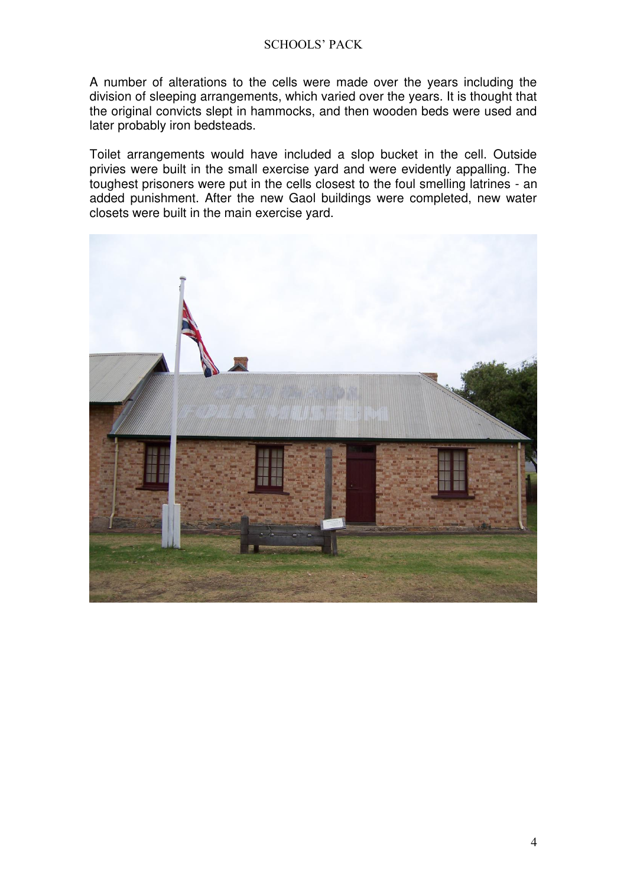A number of alterations to the cells were made over the years including the division of sleeping arrangements, which varied over the years. It is thought that the original convicts slept in hammocks, and then wooden beds were used and later probably iron bedsteads.

Toilet arrangements would have included a slop bucket in the cell. Outside privies were built in the small exercise yard and were evidently appalling. The toughest prisoners were put in the cells closest to the foul smelling latrines - an added punishment. After the new Gaol buildings were completed, new water closets were built in the main exercise yard.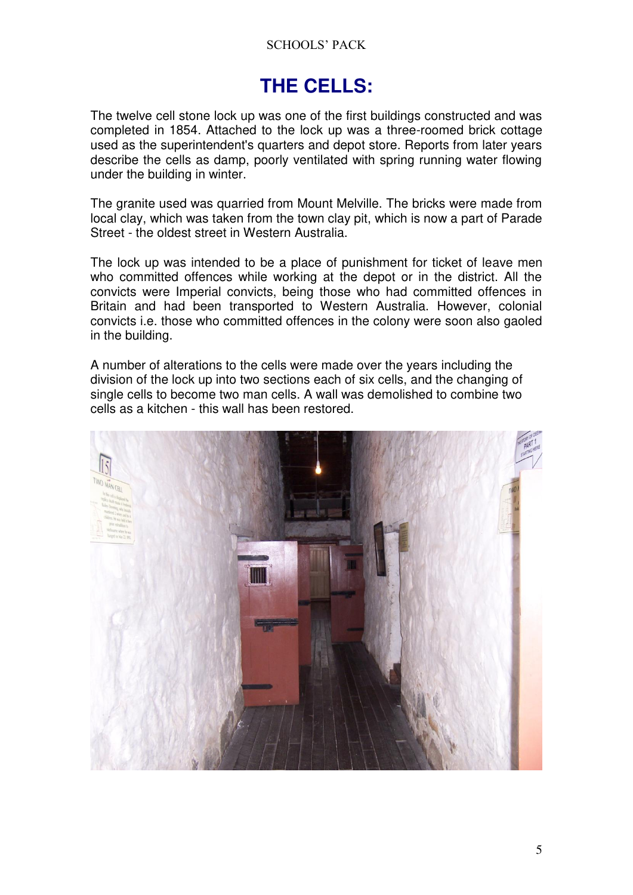# THE CELLS:

The twelve cell stone lock up was one of the first buildings constructed and was completed in 1854. Attached to the lock up was a three-roomed brick cottage used as the superintendent's quarters and depot store. Reports from later years describe the cells as damp, poorly ventilated with spring running water flowing under the building in winter.

The granite used was quarried from Mount Melville. The bricks were made from local clay, which was taken from the town clay pit, which is now a part of Parade Street - the oldest street in Western Australia.

The lock up was intended to be a place of punishment for ticket of leave men who committed offences while working at the depot or in the district. All the convicts were Imperial convicts, being those who had committed offences in Britain and had been transported to Western Australia. However, colonial convicts i.e. those who committed offences in the colony were soon also gaoled in the building.

A number of alterations to the cells were made over the years including the division of the lock up into two sections each of six cells, and the changing of single cells to become two man cells. A wall was demolished to combine two cells as a kitchen - this wall has been restored.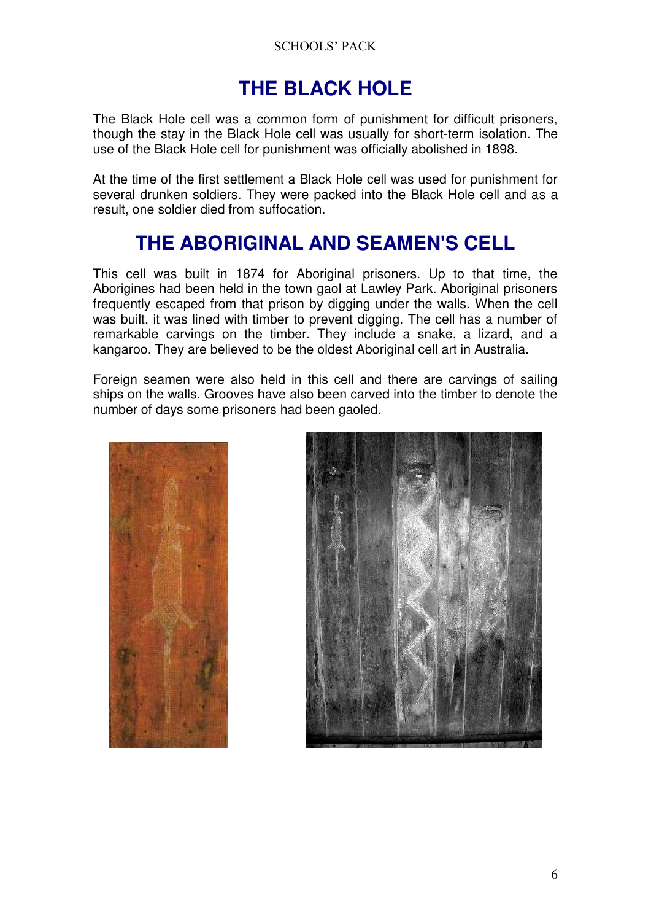# THE BLACK HOLE

The Black Hole cell was a common form of punishment for difficult prisoners, though the stay in the Black Hole cell was usually for short-term isolation. The use of the Black Hole cell for punishment was officially abolished in 1898.

At the time of the first settlement a Black Hole cell was used for punishment for several drunken soldiers. They were packed into the Black Hole cell and as a result, one soldier died from suffocation.

# THE ABORIGINAL AND SEAMEN'S CELL

This cell was built in 1874 for Aboriginal prisoners. Up to that time, the Aborigines had been held in the town gaol at Lawley Park. Aboriginal prisoners frequently escaped from that prison by digging under the walls. When the cell was built, it was lined with timber to prevent digging. The cell has a number of remarkable carvings on the timber. They include a snake, a lizard, and a kangaroo. They are believed to be the oldest Aboriginal cell art in Australia.

Foreign seamen were also held in this cell and there are carvings of sailing ships on the walls. Grooves have also been carved into the timber to denote the number of days some prisoners had been gaoled.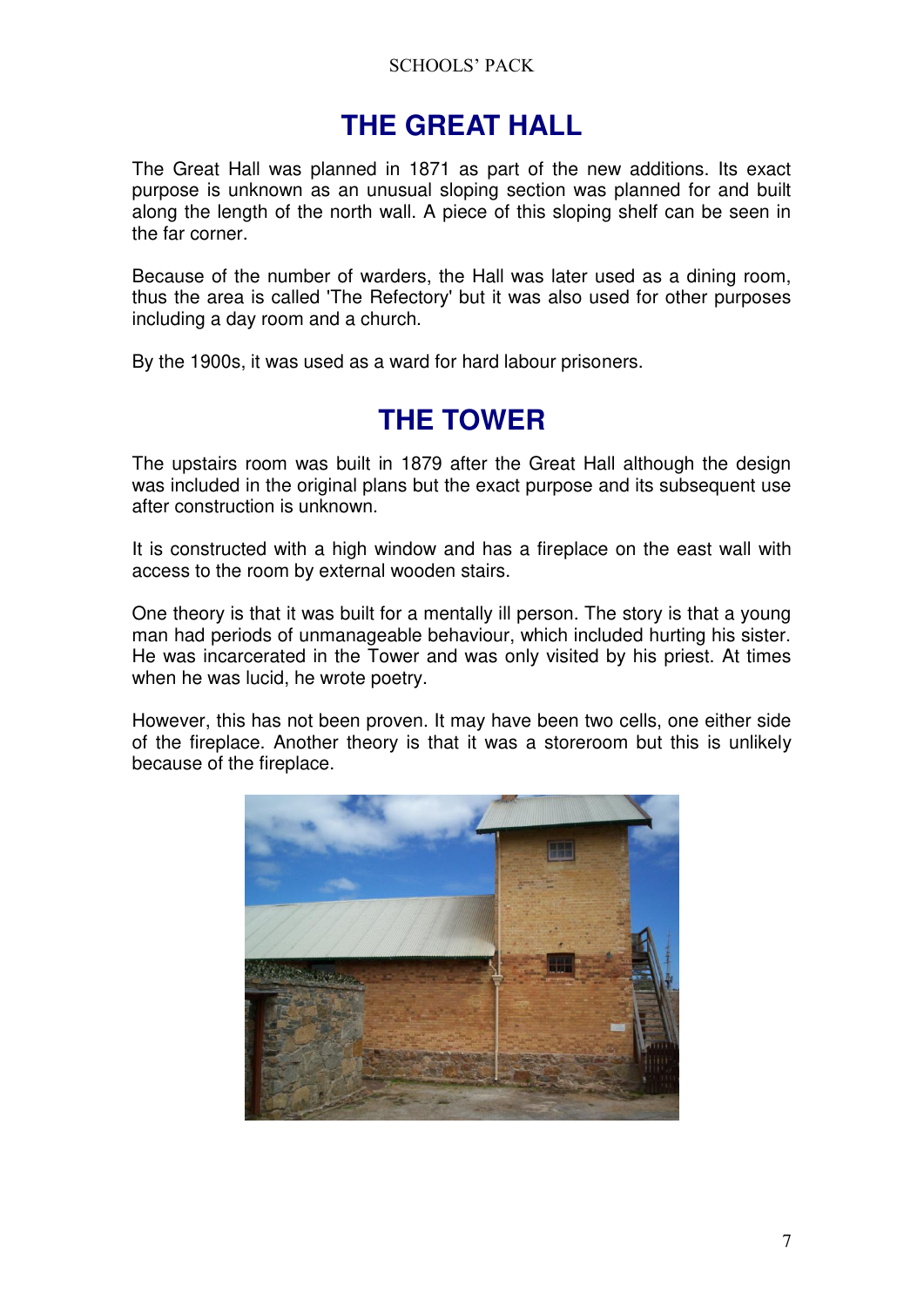# THE GREAT HALL

The Great Hall was planned in 1871 as part of the new additions. Its exact purpose is unknown as an unusual sloping section was planned for and built along the length of the north wall. A piece of this sloping shelf can be seen in the far corner.

Because of the number of warders, the Hall was later used as a dining room, thus the area is called 'The Refectory' but it was also used for other purposes including a day room and a church.

By the 1900s, it was used as a ward for hard labour prisoners.

# THE TOWER

The upstairs room was built in 1879 after the Great Hall although the design was included in the original plans but the exact purpose and its subsequent use after construction is unknown.

It is constructed with a high window and has a fireplace on the east wall with access to the room by external wooden stairs.

One theory is that it was built for a mentally ill person. The story is that a young man had periods of unmanageable behaviour, which included hurting his sister. He was incarcerated in the Tower and was only visited by his priest. At times when he was lucid, he wrote poetry.

However, this has not been proven. It may have been two cells, one either side of the fireplace. Another theory is that it was a storeroom but this is unlikely because of the fireplace.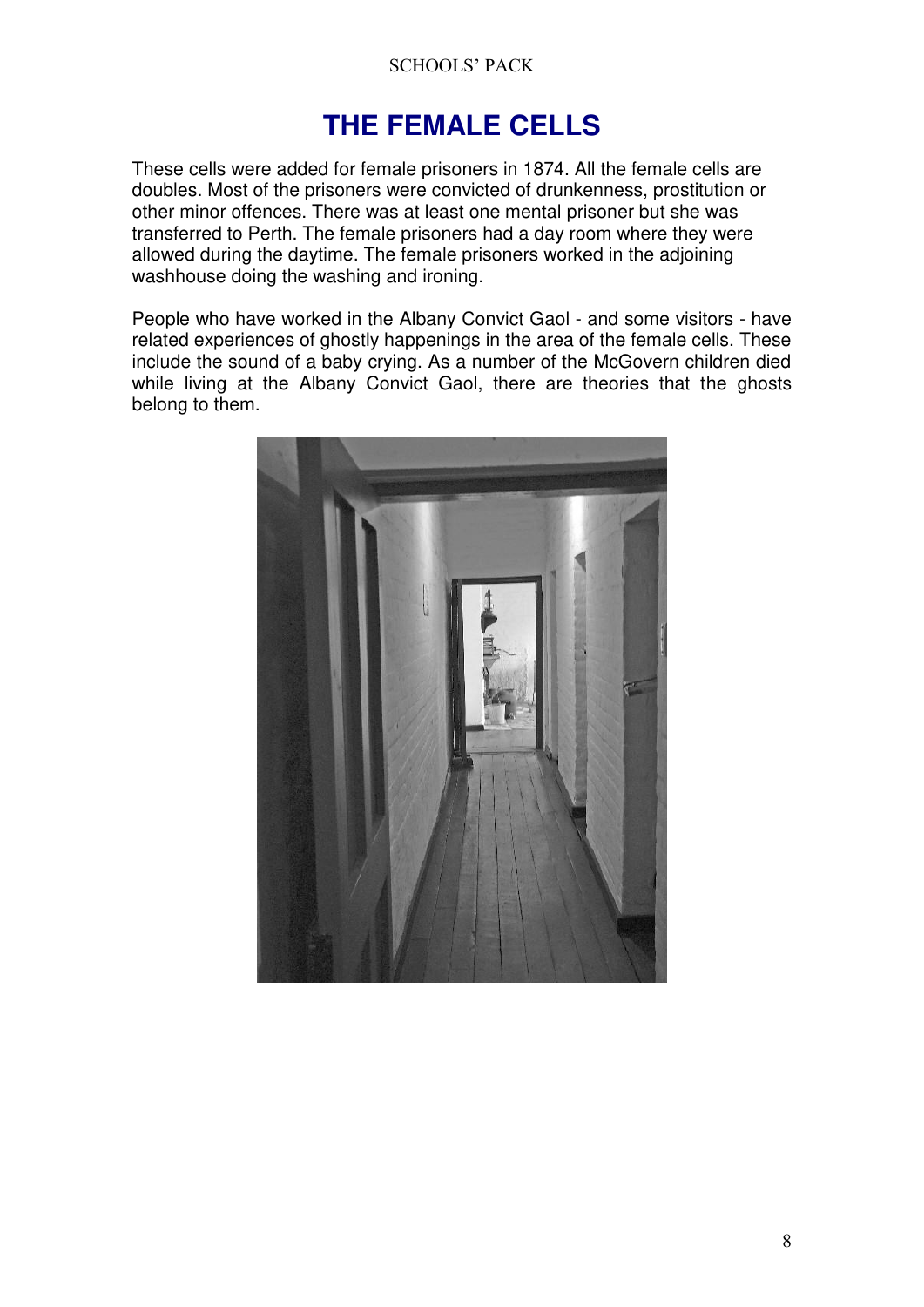# THE FEMALE CELLS

These cells were added for female prisoners in 1874. All the female cells are doubles. Most of the prisoners were convicted of drunkenness, prostitution or other minor offences. There was at least one mental prisoner but she was transferred to Perth. The female prisoners had a day room where they were allowed during the daytime. The female prisoners worked in the adjoining washhouse doing the washing and ironing.

People who have worked in the Albany Convict Gaol - and some visitors - have related experiences of ghostly happenings in the area of the female cells. These include the sound of a baby crying. As a number of the McGovern children died while living at the Albany Convict Gaol, there are theories that the ghosts belong to them.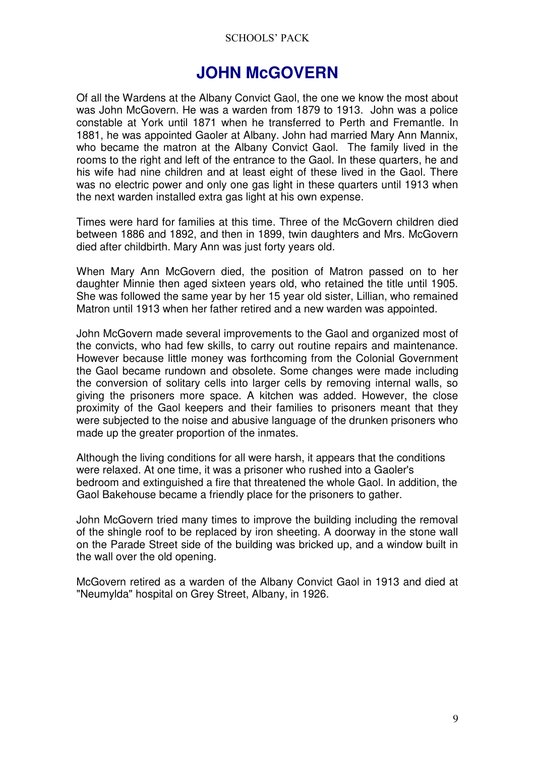# JOHN McGOVERN

Of all the Wardens at the Albany Convict Gaol, the one we know the most about was John McGovern. He was a warden from 1879 to 1913. John was a police constable at York until 1871 when he transferred to Perth and Fremantle. In 1881, he was appointed Gaoler at Albany. John had married Mary Ann Mannix, who became the matron at the Albany Convict Gaol. The family lived in the rooms to the right and left of the entrance to the Gaol. In these quarters, he and his wife had nine children and at least eight of these lived in the Gaol. There was no electric power and only one gas light in these quarters until 1913 when the next warden installed extra gas light at his own expense.

Times were hard for families at this time. Three of the McGovern children died between 1886 and 1892, and then in 1899, twin daughters and Mrs. McGovern died after childbirth. Mary Ann was just forty years old.

When Mary Ann McGovern died, the position of Matron passed on to her daughter Minnie then aged sixteen years old, who retained the title until 1905. She was followed the same year by her 15 year old sister, Lillian, who remained Matron until 1913 when her father retired and a new warden was appointed.

John McGovern made several improvements to the Gaol and organized most of the convicts, who had few skills, to carry out routine repairs and maintenance. However because little money was forthcoming from the Colonial Government the Gaol became rundown and obsolete. Some changes were made including the conversion of solitary cells into larger cells by removing internal walls, so giving the prisoners more space. A kitchen was added. However, the close proximity of the Gaol keepers and their families to prisoners meant that they were subjected to the noise and abusive language of the drunken prisoners who made up the greater proportion of the inmates.

Although the living conditions for all were harsh, it appears that the conditions were relaxed. At one time, it was a prisoner who rushed into a Gaoler's bedroom and extinguished a fire that threatened the whole Gaol. In addition, the Gaol Bakehouse became a friendly place for the prisoners to gather.

John McGovern tried many times to improve the building including the removal of the shingle roof to be replaced by iron sheeting. A doorway in the stone wall on the Parade Street side of the building was bricked up, and a window built in the wall over the old opening.

McGovern retired as a warden of the Albany Convict Gaol in 1913 and died at "Neumylda" hospital on Grey Street, Albany, in 1926.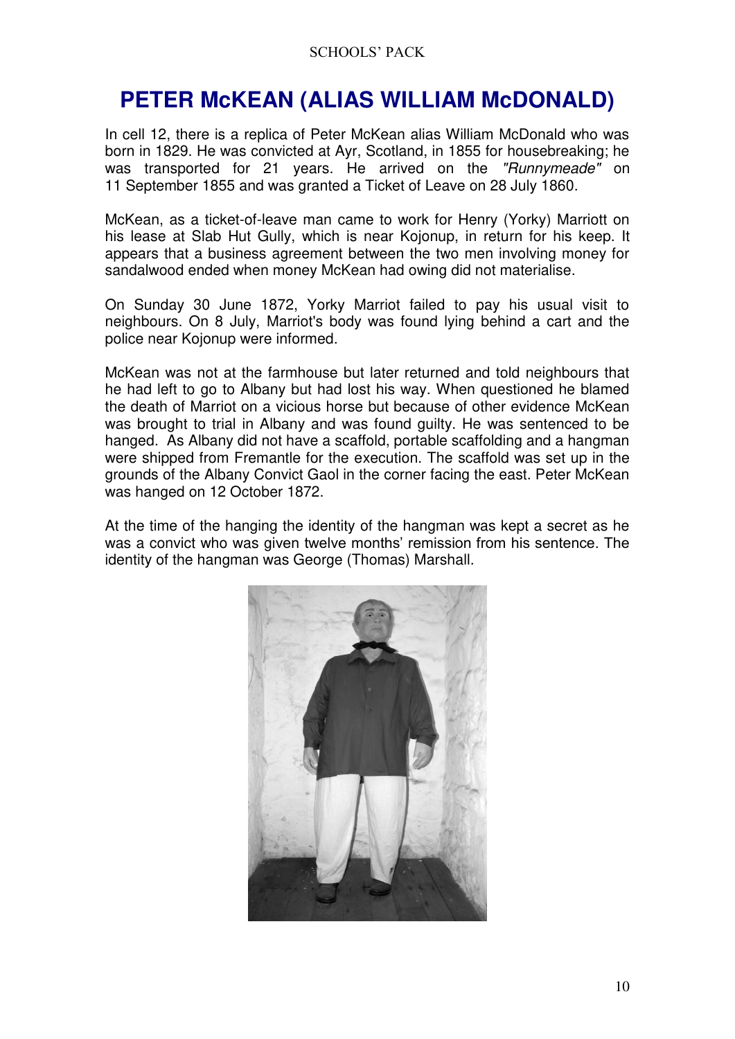# PETER McKEAN (ALIAS WILLIAM McDONALD)

In cell 12, there is a replica of Peter McKean alias William McDonald who was born in 1829. He was convicted at Ayr, Scotland, in 1855 for housebreaking; he was transported for 21 years. He arrived on the *"Runnymeade"* on 11 September 1855 and was granted a Ticket of Leave on 28 July 1860.

McKean, as a ticket-of-leave man came to work for Henry (Yorky) Marriott on his lease at Slab Hut Gully, which is near Kojonup, in return for his keep. It appears that a business agreement between the two men involving money for sandalwood ended when money McKean had owing did not materialise.

On Sunday 30 June 1872, Yorky Marriot failed to pay his usual visit to neighbours. On 8 July, Marriot's body was found lying behind a cart and the police near Kojonup were informed.

McKean was not at the farmhouse but later returned and told neighbours that he had left to go to Albany but had lost his way. When questioned he blamed the death of Marriot on a vicious horse but because of other evidence McKean was brought to trial in Albany and was found guilty. He was sentenced to be hanged. As Albany did not have a scaffold, portable scaffolding and a hangman were shipped from Fremantle for the execution. The scaffold was set up in the grounds of the Albany Convict Gaol in the corner facing the east. Peter McKean was hanged on 12 October 1872.

At the time of the hanging the identity of the hangman was kept a secret as he was a convict who was given twelve months' remission from his sentence. The identity of the hangman was George (Thomas) Marshall.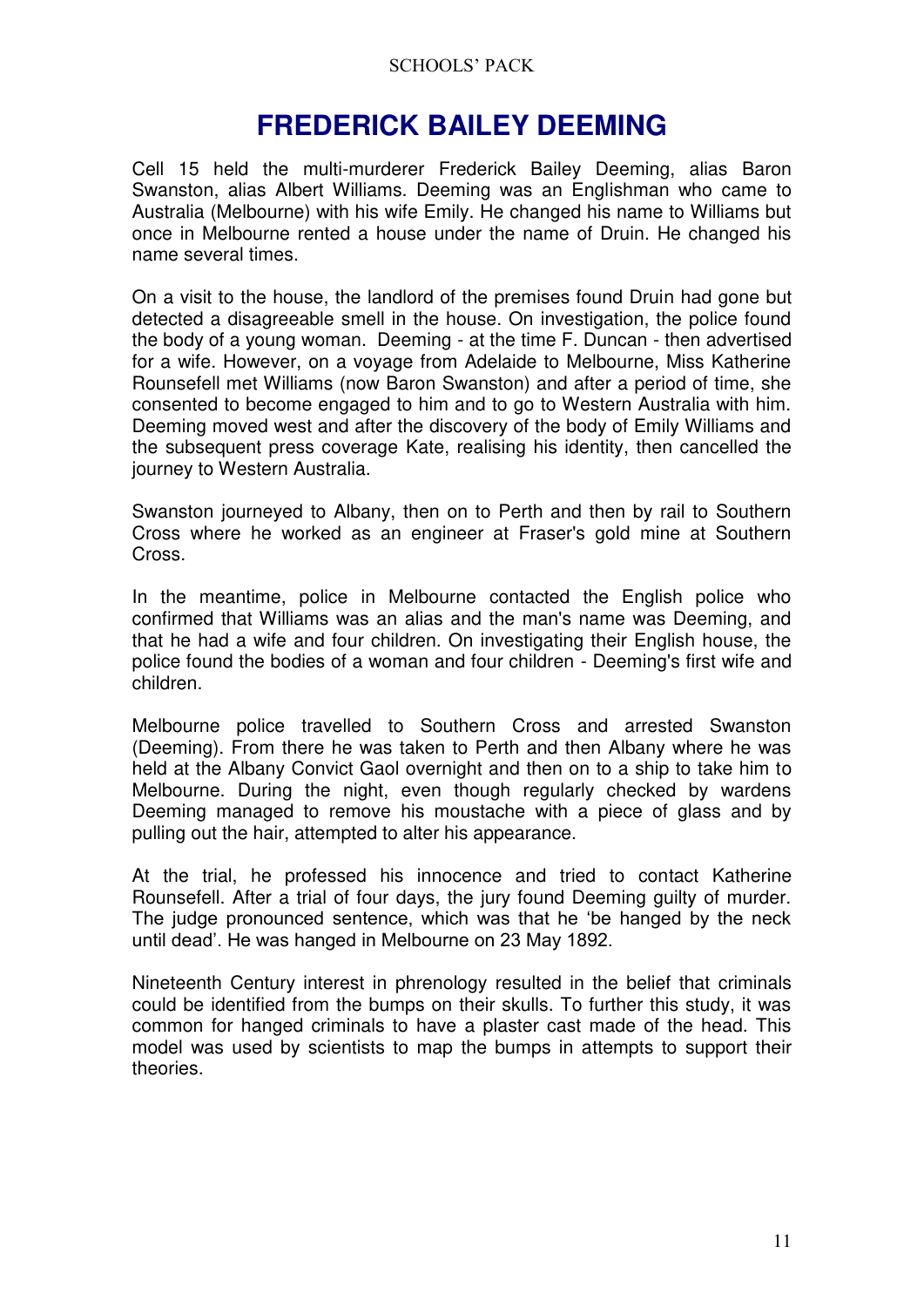# FREDERICK BAILEY DEEMING

Cell 15 held the multi-murderer Frederick Bailey Deeming, alias Baron Swanston, alias Albert Williams. Deeming was an Englishman who came to Australia (Melbourne) with his wife Emily. He changed his name to Williams but once in Melbourne rented a house under the name of Druin. He changed his name several times.

On a visit to the house, the landlord of the premises found Druin had gone but detected a disagreeable smell in the house. On investigation, the police found the body of a young woman. Deeming - at the time F. Duncan - then advertised for a wife. However, on a voyage from Adelaide to Melbourne, Miss Katherine Rounsefell met Williams (now Baron Swanston) and after a period of time, she consented to become engaged to him and to go to Western Australia with him. Deeming moved west and after the discovery of the body of Emily Williams and the subsequent press coverage Kate, realising his identity, then cancelled the journey to Western Australia.

Swanston journeyed to Albany, then on to Perth and then by rail to Southern Cross where he worked as an engineer at Fraser's gold mine at Southern Cross.

In the meantime, police in Melbourne contacted the English police who confirmed that Williams was an alias and the man's name was Deeming, and that he had a wife and four children. On investigating their English house, the police found the bodies of a woman and four children - Deeming's first wife and children.

Melbourne police travelled to Southern Cross and arrested Swanston (Deeming). From there he was taken to Perth and then Albany where he was held at the Albany Convict Gaol overnight and then on to a ship to take him to Melbourne. During the night, even though regularly checked by wardens Deeming managed to remove his moustache with a piece of glass and by pulling out the hair, attempted to alter his appearance.

At the trial, he professed his innocence and tried to contact Katherine Rounsefell. After a trial of four days, the jury found Deeming guilty of murder. The judge pronounced sentence, which was that he 'be hanged by the neck until dead'. He was hanged in Melbourne on 23 May 1892.

Nineteenth Century interest in phrenology resulted in the belief that criminals could be identified from the bumps on their skulls. To further this study, it was common for hanged criminals to have a plaster cast made of the head. This model was used by scientists to map the bumps in attempts to support their theories.